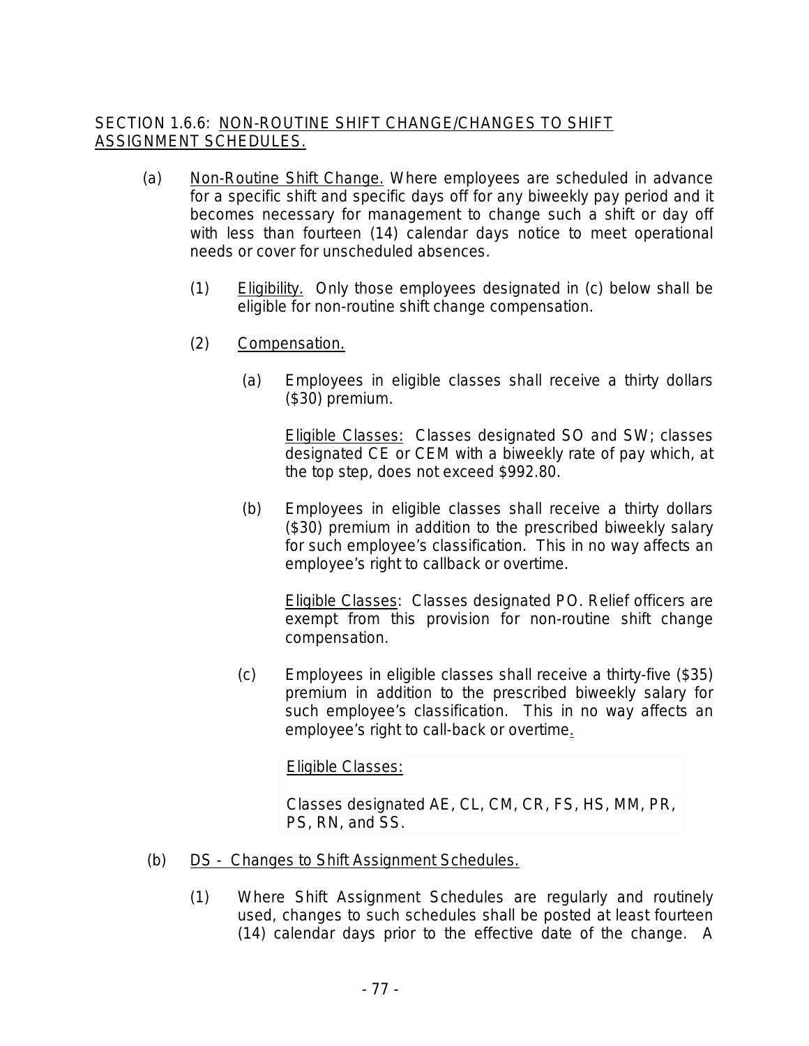## SECTION 1.6.6: NON-ROUTINE SHIFT CHANGE/CHANGES TO SHIFT ASSIGNMENT SCHEDULES.

(a) Non-Routine Shift Change. Where employees are scheduled in advance for a specific shift and specific days off for any biweekly pay period and it becomes necessary for management to change such a shift or day off with less than fourteen (14) calendar days notice to meet operational needs or cover for unscheduled absences.

(1) Eligibility. Only those employees designated in (c) below shall be eligible for non-routine shift change compensation.

(2) Compensation.

(a) Employees in eligible classes shall receive a thirty dollars ($30) premium.

Eligible Classes: Classes designated SO and SW; classes designated CE or CEM with a biweekly rate of pay which, at the top step, does not exceed $992.80.

(b) Employees in eligible classes shall receive a thirty dollars ($30) premium in addition to the prescribed biweekly salary for such employee's classification. This in no way affects an employee's right to callback or overtime.

Eligible Classes: Classes designated PO. Relief officers are exempt from this provision for non-routine shift change compensation.

(c) Employees in eligible classes shall receive a thirty-five ($35) premium in addition to the prescribed biweekly salary for such employee's classification. This in no way affects an employee's right to call-back or overtime.

Eligible Classes:

Classes designated AE, CL, CM, CR, FS, HS, MM, PR, PS, RN, and SS.

(b) DS - Changes to Shift Assignment Schedules.

(1) Where Shift Assignment Schedules are regularly and routinely used, changes to such schedules shall be posted at least fourteen (14) calendar days prior to the effective date of the change. A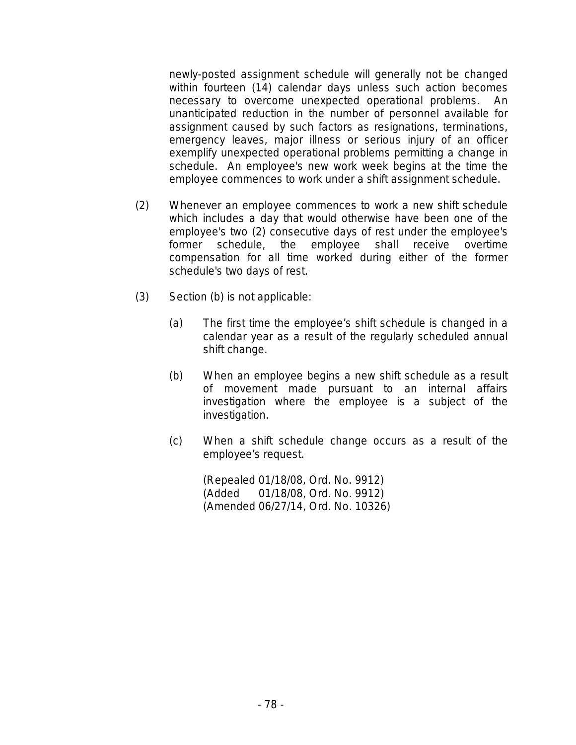newly-posted assignment schedule will generally not be changed within fourteen (14) calendar days unless such action becomes necessary to overcome unexpected operational problems. An unanticipated reduction in the number of personnel available for assignment caused by such factors as resignations, terminations, emergency leaves, major illness or serious injury of an officer exemplify unexpected operational problems permitting a change in schedule. An employee's new work week begins at the time the employee commences to work under a shift assignment schedule.

(2) Whenever an employee commences to work a new shift schedule which includes a day that would otherwise have been one of the employee's two (2) consecutive days of rest under the employee's former schedule, the employee shall receive overtime compensation for all time worked during either of the former schedule's two days of rest.

(3) Section (b) is not applicable:

(a) The first time the employee's shift schedule is changed in a calendar year as a result of the regularly scheduled annual shift change.

(b) When an employee begins a new shift schedule as a result of movement made pursuant to an internal affairs investigation where the employee is a subject of the investigation.

(c) When a shift schedule change occurs as a result of the employee's request.

(Repealed 01/18/08, Ord. No. 9912)
(Added 01/18/08, Ord. No. 9912)
(Amended 06/27/14, Ord. No. 10326)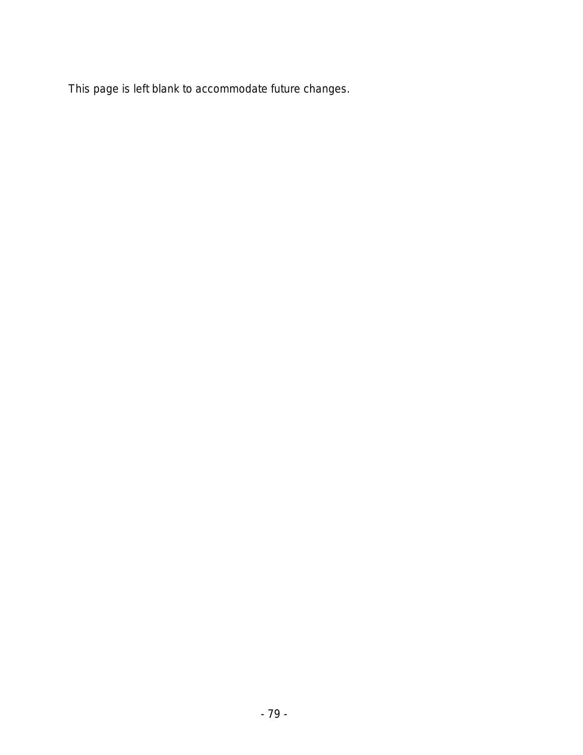This page is left blank to accommodate future changes.